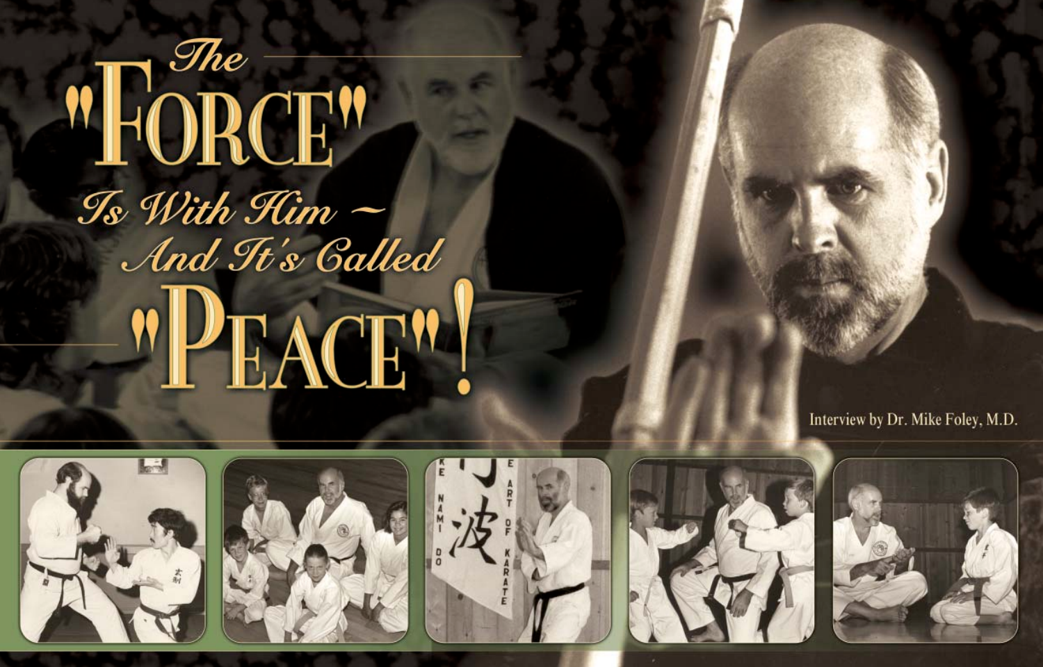# The "Force" Is With Him ~ And It's Called "Peace"!

Interview by Dr. Mike Foley, M.D.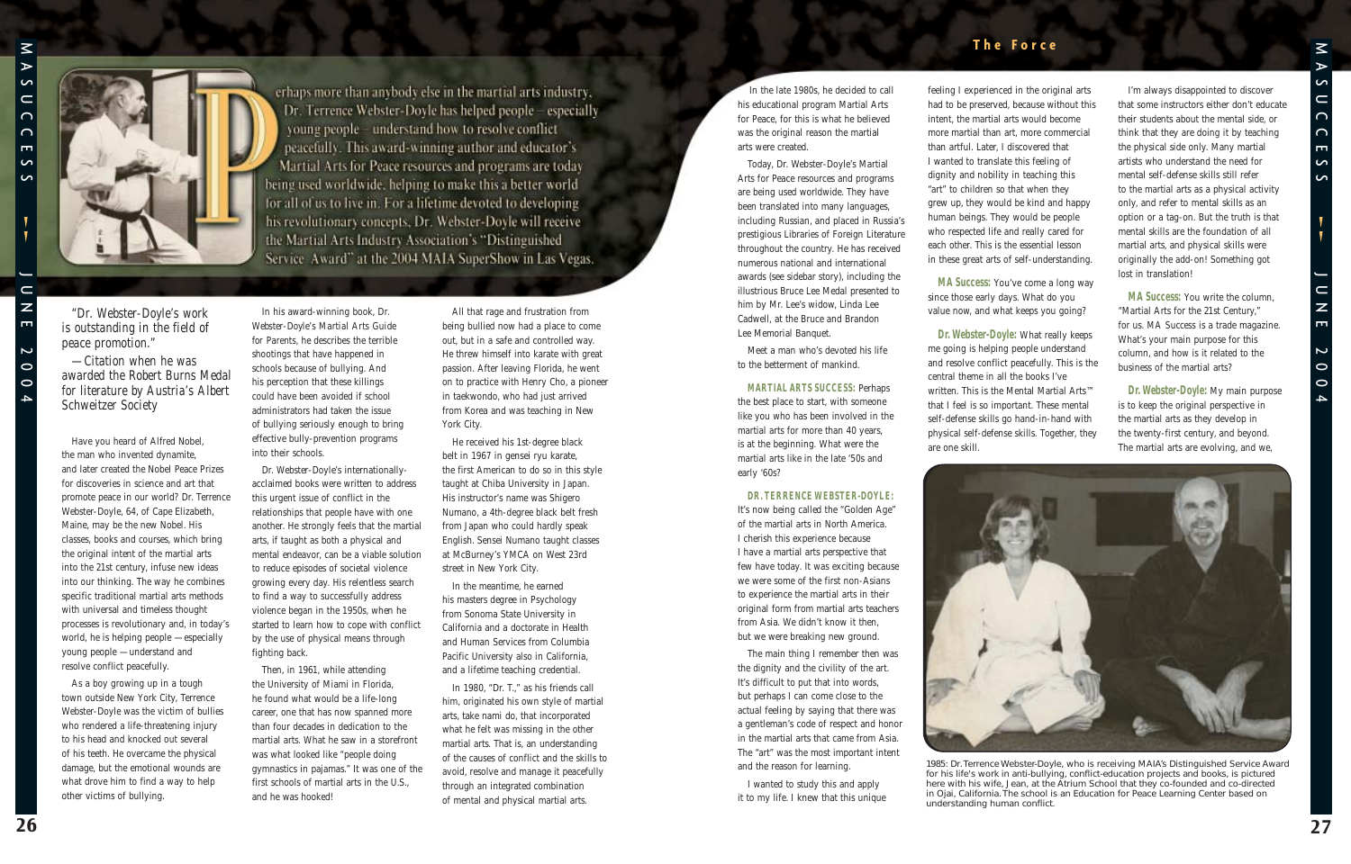Perhaps more than anybody else in the martial arts industry, Dr. Terrence Webster-Doyle has helped people – especially young people – understand how to resolve conflict peacefully. This award-winning author and educator's Martial Arts for Peace resources and programs are today being used worldwide, helping to make this a better world for all of us to live in. For a lifetime devoted to developing his revolutionary concepts, Dr. Webster-Doyle will receive the Martial Arts Industry Association's "Distinguished Service Award" at the 2004 MAIA SuperShow in Las Vegas.

*"Dr. Webster-Doyle's work is outstanding in the field of peace promotion."*

*—Citation when he was awarded the Robert Burns Medal for literature by Austria's Albert Schweitzer Society*

Have you heard of Alfred Nobel, the man who invented dynamite, and later created the Nobel Peace Prizes for discoveries in science and art that promote peace in our world? Dr. Terrence Webster-Doyle, 64, of Cape Elizabeth, Maine, may be the new Nobel. His classes, books and courses, which bring the original intent of the martial arts into the 21st century, infuse new ideas into our thinking. The way he combines specific traditional martial arts methods with universal and timeless thought processes is revolutionary and, in today's world, he is helping people — especially young people — understand and resolve conflict peacefully.

As a boy growing up in a tough town outside New York City, Terrence Webster-Doyle was the victim of bullies who rendered a life-threatening injury to his head and knocked out several of his teeth. He overcame the physical damage, but the emotional wounds are what drove him to find a way to help other victims of bullying.

In his award-winning book, Dr. Webster-Doyle's Martial Arts Guide for Parents, he describes the terrible shootings that have happened in schools because of bullying. And his perception that these killings could have been avoided if school administrators had taken the issue of bullying seriously enough to bring effective bully-prevention programs into their schools.

Dr. Webster-Doyle's internationally-acclaimed books were written to address this urgent issue of conflict in the relationships that people have with one another. He strongly feels that the martial arts, if taught as both a physical and mental endeavor, can be a viable solution to reduce episodes of societal violence growing every day. His relentless search to find a way to successfully address violence began in the 1950s, when he started to learn how to cope with conflict by the use of physical means through fighting back.

Then, in 1961, while attending the University of Miami in Florida, he found what would be a life-long career, one that has now spanned more than four decades in dedication to the martial arts. What he saw in a storefront was what looked like "people doing gymnastics in pajamas." It was one of the first schools of martial arts in the U.S., and he was hooked!

All that rage and frustration from being bullied now had a place to come out, but in a safe and controlled way. He threw himself into karate with great passion. After leaving Florida, he went on to practice with Henry Cho, a pioneer in taekwondo, who had just arrived from Korea and was teaching in New York City.

He received his 1st-degree black belt in 1967 in gensei ryu karate, the first American to do so in this style taught at Chiba University in Japan. His instructor's name was Shigero Numano, a 4th-degree black belt fresh from Japan who could hardly speak English. Sensei Numano taught classes at McBurney's YMCA on West 23rd street in New York City.

In the meantime, he earned his masters degree in Psychology from Sonoma State University in California and a doctorate in Health and Human Services from Columbia Pacific University also in California, and a lifetime teaching credential.

In 1980, "Dr. T.," as his friends call him, originated his own style of martial arts, take nami do, that incorporated what he felt was missing in the other martial arts. That is, an understanding of the causes of conflict and the skills to avoid, resolve and manage it peacefully through an integrated combination of mental and physical martial arts.

In the late 1980s, he decided to call his educational program Martial Arts for Peace, for this is what he believed was the original reason the martial arts were created.

Today, Dr. Webster-Doyle's Martial Arts for Peace resources and programs are being used worldwide. They have been translated into many languages, including Russian, and placed in Russia's prestigious Libraries of Foreign Literature throughout the country. He has received numerous national and international awards (see sidebar story), including the illustrious Bruce Lee Medal presented to him by Mr. Lee's widow, Linda Lee Cadwell, at the Bruce and Brandon Lee Memorial Banquet.

Meet a man who's devoted his life to the betterment of mankind.

**MARTIAL ARTS SUCCESS:** Perhaps the best place to start, with someone like you who has been involved in the martial arts for more than 40 years, is at the beginning. What were the martial arts like in the late '50s and early '60s?

**DR. TERRENCE WEBSTER-DOYLE:** It's now being called the "Golden Age" of the martial arts in North America. I cherish this experience because I have a martial arts perspective that few have today. It was exciting because we were some of the first non-Asians to experience the martial arts in their original form from martial arts teachers from Asia. We didn't know it then, but we were breaking new ground.

The main thing I remember then was the dignity and the civility of the art. It's difficult to put that into words, but perhaps I can come close to the actual feeling by saying that there was a gentleman's code of respect and honor in the martial arts that came from Asia. The "art" was the most important intent and the reason for learning.

I wanted to study this and apply it to my life. I knew that this unique feeling I experienced in the original arts had to be preserved, because without this intent, the martial arts would become more martial than art, more commercial than artful. Later, I discovered that I wanted to translate this feeling of dignity and nobility in teaching this "art" to children so that when they grew up, they would be kind and happy human beings. They would be people who respected life and really cared for each other. This is the essential lesson in these great arts of self-understanding.

**MA Success:** You've come a long way since those early days. What do you value now, and what keeps you going?

**Dr. Webster-Doyle:** What really keeps me going is helping people understand and resolve conflict peacefully. This is the central theme in all the books I've written. This is the Mental Martial Arts™ that I feel is so important. These mental self-defense skills go hand-in-hand with physical self-defense skills. Together, they are one skill.

I'm always disappointed to discover that some instructors either don't educate their students about the mental side, or think that they are doing it by teaching the physical side only. Many martial artists who understand the need for mental self-defense skills still refer to the martial arts as a physical activity only, and refer to mental skills as an option or a tag-on. But the truth is that mental skills are the foundation of all martial arts, and physical skills were originally the add-on! Something got lost in translation!

**MA Success:** You write the column, "Martial Arts for the 21st Century," for us. MA Success is a trade magazine. What's your main purpose for this column, and how is it related to the business of the martial arts?

**Dr. Webster-Doyle:** My main purpose is to keep the original perspective in the martial arts as they develop in the twenty-first century, and beyond. The martial arts are evolving, and we,

1985: Dr. Terrence Webster-Doyle, who is receiving MAIA's Distinguished Service Award for his life's work in anti-bullying, conflict-education projects and books, is pictured here with his wife, Jean, at the Atrium School that they co-founded and co-directed in Ojai, California. The school is an Education for Peace Learning Center based on understanding human conflict.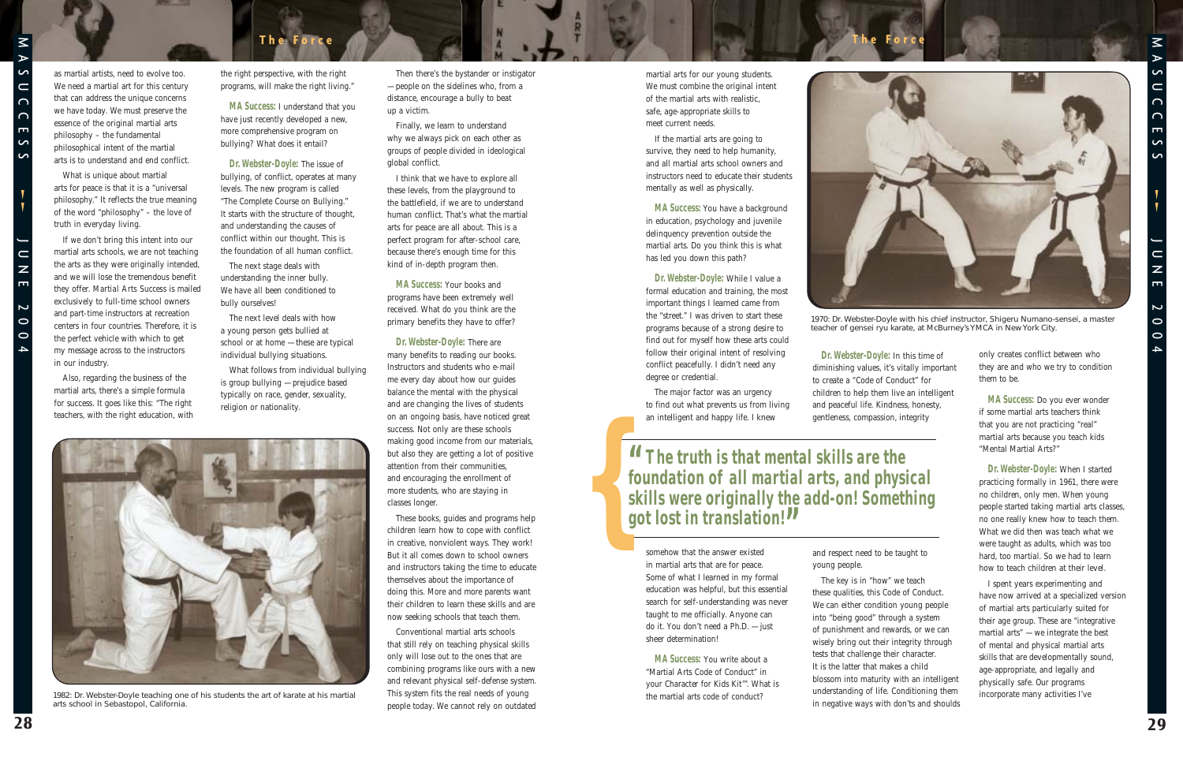as martial artists, need to evolve too. We need a martial art for this century that can address the unique concerns we have today. We must preserve the essence of the original martial arts philosophy – the fundamental philosophical intent of the martial arts is to understand and end conflict.

What is unique about martial arts for peace is that it is a "universal philosophy." It reflects the true meaning of the word "philosophy" – the love of truth in everyday living.

If we don't bring this intent into our martial arts schools, we are not teaching the arts as they were originally intended, and we will lose the tremendous benefit they offer. Martial Arts Success is mailed exclusively to full-time school owners and part-time instructors at recreation centers in four countries. Therefore, it is the perfect vehicle with which to get my message across to the instructors in our industry.

Also, regarding the business of the martial arts, there's a simple formula for success. It goes like this: "The right teachers, with the right education, with the right perspective, with the right programs, will make the right living."

**MA Success:** I understand that you have just recently developed a new, more comprehensive program on bullying? What does it entail?

**Dr. Webster-Doyle:** The issue of bullying, of conflict, operates at many levels. The new program is called "The Complete Course on Bullying." It starts with the structure of thought, and understanding the causes of conflict within our thought. This is the foundation of all human conflict.

The next stage deals with understanding the inner bully. We have all been conditioned to bully ourselves!

The next level deals with how a young person gets bullied at school or at home — these are typical individual bullying situations.

What follows from individual bullying is group bullying — prejudice based typically on race, gender, sexuality, religion or nationality.

Then there's the bystander or instigator — people on the sidelines who, from a distance, encourage a bully to beat up a victim.

Finally, we learn to understand why we always pick on each other as groups of people divided in ideological global conflict.

I think that we have to explore all these levels, from the playground to the battlefield, if we are to understand human conflict. That's what the martial arts for peace are all about. This is a perfect program for after-school care, because there's enough time for this kind of in-depth program then.

**MA Success:** Your books and programs have been extremely well received. What do you think are the primary benefits they have to offer?

**Dr. Webster-Doyle:** There are many benefits to reading our books. Instructors and students who e-mail me every day about how our guides balance the mental with the physical and are changing the lives of students on an ongoing basis, have noticed great success. Not only are these schools making good income from our materials, but also they are getting a lot of positive attention from their communities, and encouraging the enrollment of more students, who are staying in classes longer.

These books, guides and programs help children learn how to cope with conflict in creative, nonviolent ways. They work! But it all comes down to school owners and instructors taking the time to educate themselves about the importance of doing this. More and more parents want their children to learn these skills and are now seeking schools that teach them.

Conventional martial arts schools that still rely on teaching physical skills only will lose out to the ones that are combining programs like ours with a new and relevant physical self-defense system. This system fits the real needs of young people today. We cannot rely on outdated martial arts for our young students. We must combine the original intent of the martial arts with realistic, safe, age-appropriate skills to meet current needs.

1982: Dr. Webster-Doyle teaching one of his students the art of karate at his martial arts school in Sebastopol, California.

If the martial arts are going to survive, they need to help humanity, and all martial arts school owners and instructors need to educate their students mentally as well as physically.

**MA Success:** You have a background in education, psychology and juvenile delinquency prevention outside the martial arts. Do you think this is what has led you down this path?

**Dr. Webster-Doyle:** While I value a formal education and training, the most important things I learned came from the "street." I was driven to start these programs because of a strong desire to find out for myself how these arts could follow their original intent of resolving conflict peacefully. I didn't need any degree or credential.

The major factor was an urgency to find out what prevents us from living an intelligent and happy life. I knew somehow that the answer existed in martial arts that are for peace. Some of what I learned in my formal education was helpful, but this essential search for self-understanding was never taught to me officially. Anyone can do it. You don't need a Ph.D. — just sheer determination!

> **"The truth is that mental skills are the foundation of all martial arts, and physical skills were originally the add-on! Something got lost in translation!"**

**MA Success:** You write about a "Martial Arts Code of Conduct" in your Character for Kids Kit™. What is the martial arts code of conduct?

**Dr. Webster-Doyle:** In this time of diminishing values, it's vitally important to create a "Code of Conduct" for children to help them live an intelligent and peaceful life. Kindness, honesty, gentleness, compassion, integrity and respect need to be taught to young people.

The key is in "how" we teach these qualities, this Code of Conduct. We can either condition young people into "being good" through a system of punishment and rewards, or we can wisely bring out their integrity through tests that challenge their character. It is the latter that makes a child blossom into maturity with an intelligent understanding of life. Conditioning them in negative ways with don'ts and shoulds only creates conflict between who they are and who we try to condition them to be.

1970: Dr. Webster-Doyle with his chief instructor, Shigeru Numano-sensei, a master teacher of gensei ryu karate, at McBurney's YMCA in New York City.

**MA Success:** Do you ever wonder if some martial arts teachers think that you are not practicing "real" martial arts because you teach kids "Mental Martial Arts?"

**Dr. Webster-Doyle:** When I started practicing formally in 1961, there were no children, only men. When young people started taking martial arts classes, no one really knew how to teach them. What we did then was teach what we were taught as adults, which was too hard, too martial. So we had to learn how to teach children at their level.

I spent years experimenting and have now arrived at a specialized version of martial arts particularly suited for their age group. These are "integrative martial arts" — we integrate the best of mental and physical martial arts skills that are developmentally sound, age-appropriate, and legally and physically safe. Our programs incorporate many activities I've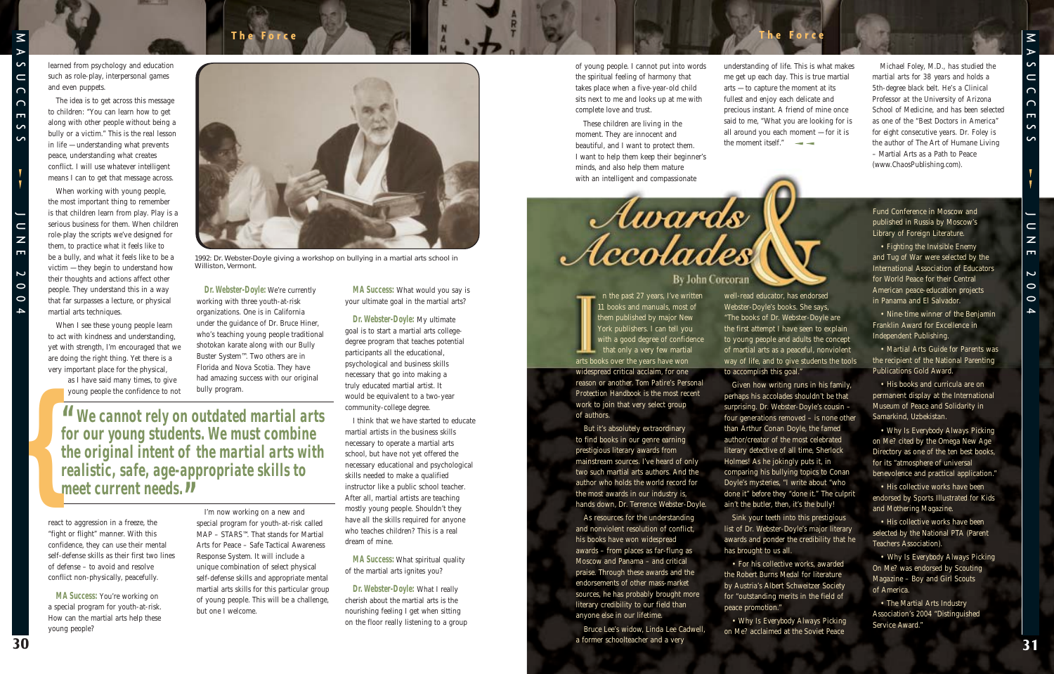learned from psychology and education such as role-play, interpersonal games and even puppets.

The idea is to get across this message to children: "You can learn how to get along with other people without being a bully or a victim." This is the real lesson in life — understanding what prevents peace, understanding what creates conflict. I will use whatever intelligent means I can to get that message across.

When working with young people, the most important thing to remember is that children learn from play. Play is a serious business for them. When children role-play the scripts we've designed for them, to practice what it feels like to be a bully, and what it feels like to be a victim — they begin to understand how their thoughts and actions affect other people. They understand this in a way that far surpasses a lecture, or physical martial arts techniques.

When I see these young people learn to act with kindness and understanding, yet with strength, I'm encouraged that we are doing the right thing. Yet there is a very important place for the physical, as I have said many times, to give young people the confidence to not react to aggression in a freeze, the "fight or flight" manner. With this confidence, they can use their mental self-defense skills as their first two lines of defense – to avoid and resolve conflict non-physically, peacefully.

1992: Dr. Webster-Doyle giving a workshop on bullying in a martial arts school in Williston, Vermont.

> **"We cannot rely on outdated martial arts for our young students. We must combine the original intent of the martial arts with realistic, safe, age-appropriate skills to meet current needs."**

**MA Success:** You're working on a special program for youth-at-risk. How can the martial arts help these young people?

**Dr. Webster-Doyle:** We're currently working with three youth-at-risk organizations. One is in California under the guidance of Dr. Bruce Hiner, who's teaching young people traditional shotokan karate along with our Bully Buster System™. Two others are in Florida and Nova Scotia. They have had amazing success with our original bully program.

I'm now working on a new and special program for youth-at-risk called MAP – STARS™. That stands for Martial Arts for Peace – Safe Tactical Awareness Response System. It will include a unique combination of select physical self-defense skills and appropriate mental martial arts skills for this particular group of young people. This will be a challenge, but one I welcome.

**MA Success:** What would you say is your ultimate goal in the martial arts?

**Dr. Webster-Doyle:** My ultimate goal is to start a martial arts college-degree program that teaches potential participants all the educational, psychological and business skills necessary that go into making a truly educated martial artist. It would be equivalent to a two-year community-college degree.

I think that we have started to educate martial artists in the business skills necessary to operate a martial arts school, but have not yet offered the necessary educational and psychological skills needed to make a qualified instructor like a public school teacher. After all, martial artists are teaching mostly young people. Shouldn't they have all the skills required for anyone who teaches children? This is a real dream of mine.

**MA Success:** What spiritual quality of the martial arts ignites you?

**Dr. Webster-Doyle:** What I really cherish about the martial arts is the nourishing feeling I get when sitting on the floor really listening to a group of young people. I cannot put into words the spiritual feeling of harmony that takes place when a five-year-old child sits next to me and looks up at me with complete love and trust.

These children are living in the moment. They are innocent and beautiful, and I want to protect them. I want to help them keep their beginner's minds, and also help them mature with an intelligent and compassionate understanding of life. This is what makes me get up each day. This is true martial arts — to capture the moment at its fullest and enjoy each delicate and precious instant. A friend of mine once said to me, "What you are looking for is all around you each moment — for it is the moment itself."

Michael Foley, M.D., has studied the martial arts for 38 years and holds a 5th-degree black belt. He's a Clinical Professor at the University of Arizona School of Medicine, and has been selected as one of the "Best Doctors in America" for eight consecutive years. Dr. Foley is the author of The Art of Humane Living – Martial Arts as a Path to Peace (www.ChaosPublishing.com).

# Awards & Accolades

### By John Corcoran

In the past 27 years, I've written 11 books and manuals, most of them published by major New York publishers. I can tell you with a good degree of confidence that only a very few martial arts books over the years have won widespread critical acclaim, for one reason or another. Tom Patire's Personal Protection Handbook is the most recent work to join that very select group of authors.

But it's absolutely extraordinary to find books in our genre earning prestigious literary awards from mainstream sources. I've heard of only two such martial arts authors. And the author who holds the world record for the most awards in our industry is, hands down, Dr. Terrence Webster-Doyle.

As resources for the understanding and nonviolent resolution of conflict, his books have won widespread awards – from places as far-flung as Moscow and Panama – and critical praise. Through these awards and the endorsements of other mass-market sources, he has probably brought more literary credibility to our field than anyone else in our lifetime.

Bruce Lee's widow, Linda Lee Cadwell, a former schoolteacher and a very well-read educator, has endorsed Webster-Doyle's books. She says, "The books of Dr. Webster-Doyle are the first attempt I have seen to explain to young people and adults the concept of martial arts as a peaceful, nonviolent way of life, and to give students the tools to accomplish this goal."

Given how writing runs in his family, perhaps his accolades shouldn't be that surprising. Dr. Webster-Doyle's cousin – four generations removed – is none other than Arthur Conan Doyle, the famed author/creator of the most celebrated literary detective of all time, Sherlock Holmes! As he jokingly puts it, in comparing his bullying topics to Conan Doyle's mysteries, "I write about "who done it" before they "done it." The culprit ain't the butler, then, it's the bully!

Sink your teeth into this prestigious list of Dr. Webster-Doyle's major literary awards and ponder the credibility that he has brought to us all.

- For his collective works, awarded the Robert Burns Medal for literature by Austria's Albert Schweitzer Society for "outstanding merits in the field of peace promotion."
- Why Is Everybody Always Picking on Me? acclaimed at the Soviet Peace Fund Conference in Moscow and published in Russia by Moscow's Library of Foreign Literature.
- Fighting the Invisible Enemy and Tug of War were selected by the International Association of Educators for World Peace for their Central American peace-education projects in Panama and El Salvador.
- Nine-time winner of the Benjamin Franklin Award for Excellence in Independent Publishing.
- Martial Arts Guide for Parents was the recipient of the National Parenting Publications Gold Award.
- His books and curricula are on permanent display at the International Museum of Peace and Solidarity in Samarkind, Uzbekistan.
- Why Is Everybody Always Picking on Me? cited by the Omega New Age Directory as one of the ten best books, for its "atmosphere of universal benevolence and practical application."
- His collective works have been endorsed by Sports Illustrated for Kids and Mothering Magazine.
- His collective works have been selected by the National PTA (Parent Teachers Association).
- Why Is Everybody Always Picking On Me? was endorsed by Scouting Magazine – Boy and Girl Scouts of America.
- The Martial Arts Industry Association's 2004 "Distinguished Service Award."